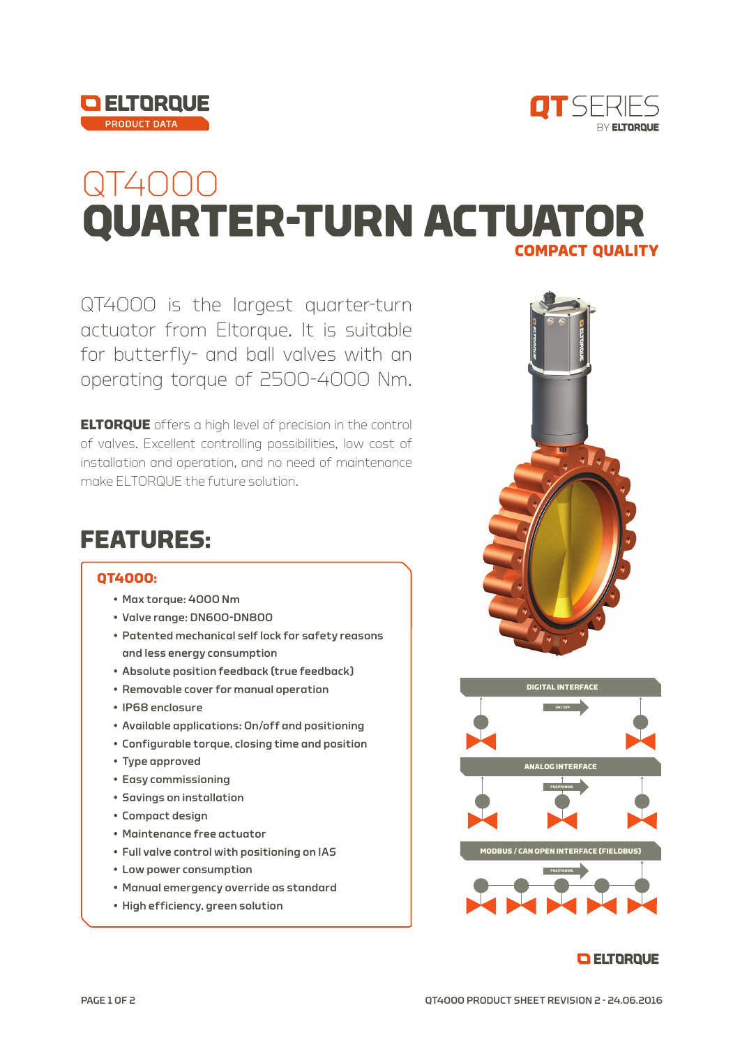ELTORQUE
PRODUCT DATA

QT SERIES
BY ELTORQUE

# QT4000
# QUARTER-TURN ACTUATOR
**COMPACT QUALITY**

QT4000 is the largest quarter-turn actuator from Eltorque. It is suitable for butterfly- and ball valves with an operating torque of 2500-4000 Nm.

**ELTORQUE** offers a high level of precision in the control of valves. Excellent controlling possibilities, low cost of installation and operation, and no need of maintenance make ELTORQUE the future solution.

## FEATURES:

### QT4000:

- Max torque: 4000 Nm
- Valve range: DN600-DN800
- Patented mechanical self lock for safety reasons and less energy consumption
- Absolute position feedback (true feedback)
- Removable cover for manual operation
- IP68 enclosure
- Available applications: On/off and positioning
- Configurable torque, closing time and position
- Type approved
- Easy commissioning
- Savings on installation
- Compact design
- Maintenance free actuator
- Full valve control with positioning on IAS
- Low power consumption
- Manual emergency override as standard
- High efficiency, green solution

DIGITAL INTERFACE

ON / OFF

ANALOG INTERFACE

POSITIONING

MODBUS / CAN OPEN INTERFACE (FIELDBUS)

POSITIONING

ELTORQUE

QT4000 PRODUCT SHEET REVISION 2 - 24.06.2016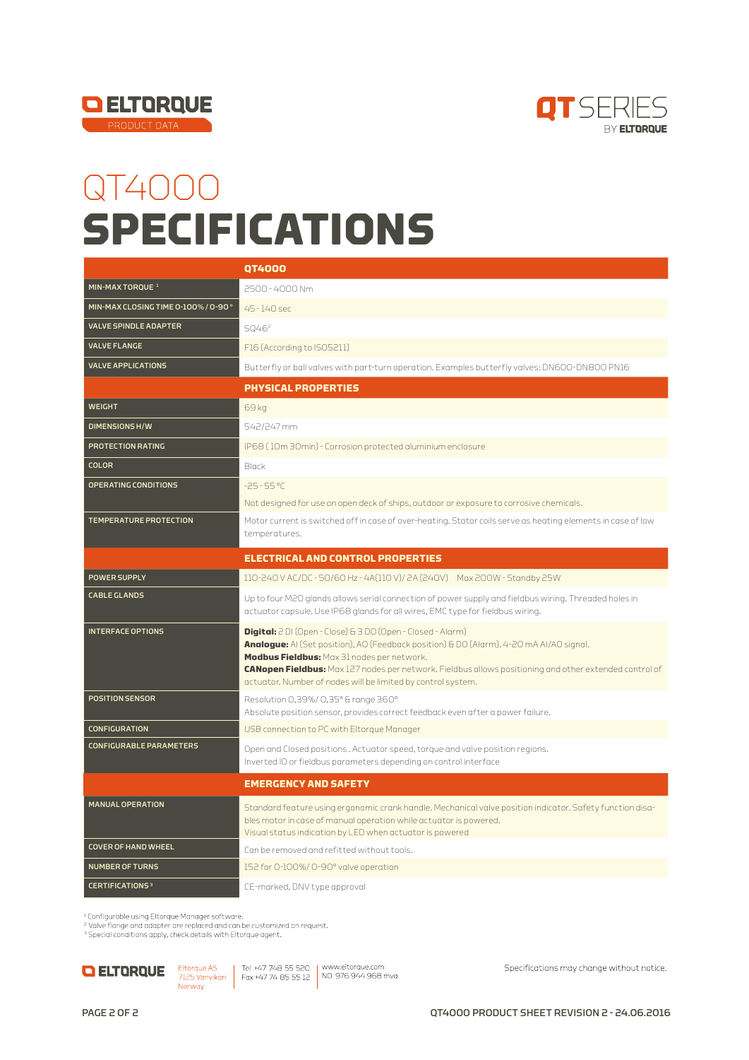ELTORQUE PRODUCT DATA

QT SERIES BY ELTORQUE

# QT4000
# SPECIFICATIONS

| | QT4000 |
|---|---|
| MIN-MAX TORQUE [1] | 2500 - 4000 Nm |
| MIN-MAX CLOSING TIME 0-100% / 0-90° | 45 - 140 sec |
| VALVE SPINDLE ADAPTER | SQ46[2] |
| VALVE FLANGE | F16 (According to ISO5211) |
| VALVE APPLICATIONS | Butterfly or ball valves with part-turn operation. Examples butterfly valves: DN600-DN800 PN16 |
| | **PHYSICAL PROPERTIES** |
| WEIGHT | 69 kg |
| DIMENSIONS H/W | 542/247 mm |
| PROTECTION RATING | IP68 ( 10m 30min) - Corrosion protected aluminium enclosure |
| COLOR | Black |
| OPERATING CONDITIONS | -25 - 55 °C<br>Not designed for use on open deck of ships, outdoor or exposure to corrosive chemicals. |
| TEMPERATURE PROTECTION | Motor current is switched off in case of over-heating. Stator coils serve as heating elements in case of low temperatures. |
| | **ELECTRICAL AND CONTROL PROPERTIES** |
| POWER SUPPLY | 110-240 V AC/DC - 50/60 Hz - 4A(110 V)/ 2A (240V) Max 200W - Standby 25W |
| CABLE GLANDS | Up to four M20 glands allows serial connection of power supply and fieldbus wiring. Threaded holes in actuator capsule. Use IP68 glands for all wires, EMC type for fieldbus wiring. |
| INTERFACE OPTIONS | **Digital:** 2 DI (Open - Close) & 3 DO (Open - Closed - Alarm)<br>**Analogue:** AI (Set position), AO (Feedback position) & DO (Alarm). 4-20 mA AI/AO signal.<br>**Modbus Fieldbus:** Max 31 nodes per network.<br>**CANopen Fieldbus:** Max 127 nodes per network. Fieldbus allows positioning and other extended control of actuator. Number of nodes will be limited by control system. |
| POSITION SENSOR | Resolution 0,39%/ 0,35° & range 360°<br>Absolute position sensor, provides correct feedback even after a power failure. |
| CONFIGURATION | USB connection to PC with Eltorque Manager |
| CONFIGURABLE PARAMETERS | Open and Closed positions . Actuator speed, torque and valve position regions.<br>Inverted IO or fieldbus parameters depending on control interface |
| | **EMERGENCY AND SAFETY** |
| MANUAL OPERATION | Standard feature using ergonomic crank handle. Mechanical valve position indicator. Safety function disables motor in case of manual operation while actuator is powered.<br>Visual status indication by LED when actuator is powered |
| COVER OF HAND WHEEL | Can be removed and refitted without tools. |
| NUMBER OF TURNS | 152 for 0-100%/ 0-90° valve operation |
| CERTIFICATIONS [3] | CE-marked, DNV type approval |

[1] Configurable using Eltorque Manager software.
[2] Valve flange and adapter are replaced and can be customized on request.
[3] Special conditions apply, check details with Eltorque agent.

ELTORQUE Eltorque AS, 7125 Vanvikan, Norway | Tel +47 748 55 520, Fax +47 74 85 55 12 | www.eltorque.com, NO 976 944 968 mva

Specifications may change without notice.

QT4000 PRODUCT SHEET REVISION 2 - 24.06.2016